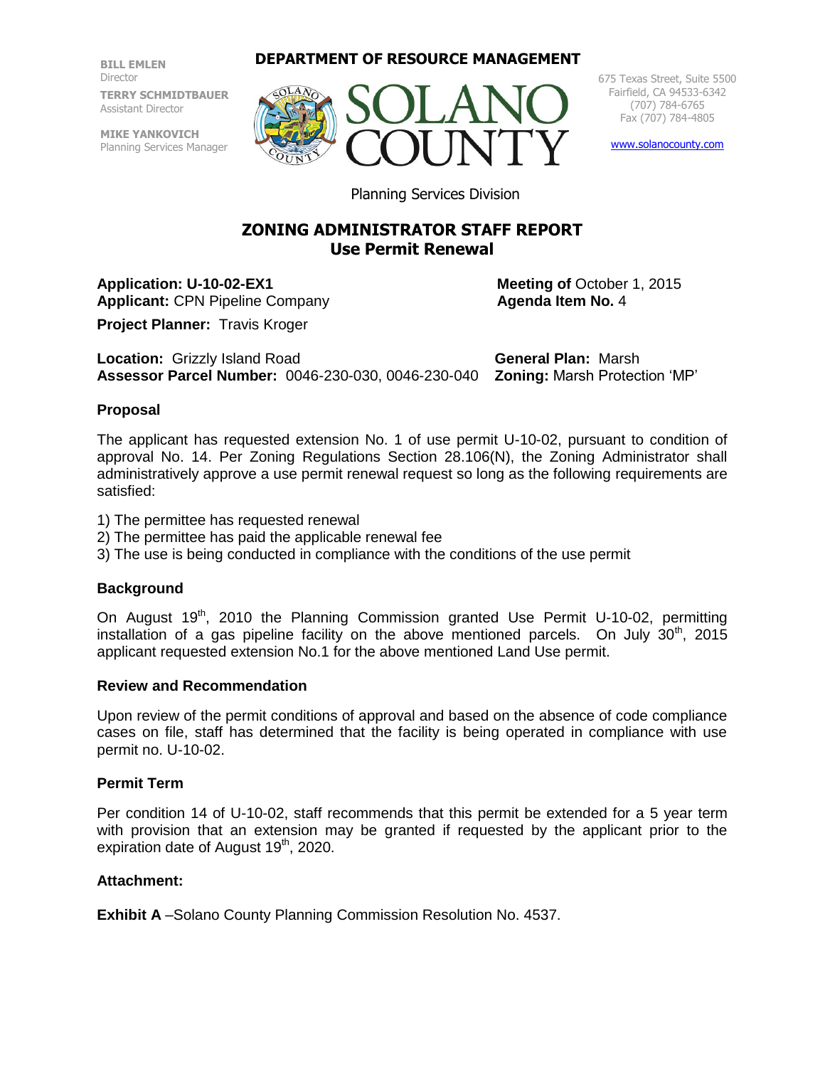**BILL EMLEN**
Director

**TERRY SCHMIDTBAUER**
Assistant Director

**MIKE YANKOVICH**
Planning Services Manager

**DEPARTMENT OF RESOURCE MANAGEMENT**

SOLANO COUNTY

675 Texas Street, Suite 5500
Fairfield, CA 94533-6342
(707) 784-6765
Fax (707) 784-4805

www.solanocounty.com

Planning Services Division

## ZONING ADMINISTRATOR STAFF REPORT
## Use Permit Renewal

**Application: U-10-02-EX1**
**Applicant:** CPN Pipeline Company

**Meeting of** October 1, 2015
**Agenda Item No.** 4

**Project Planner:** Travis Kroger

**Location:** Grizzly Island Road
**Assessor Parcel Number:** 0046-230-030, 0046-230-040

**General Plan:** Marsh
**Zoning:** Marsh Protection 'MP'

### Proposal

The applicant has requested extension No. 1 of use permit U-10-02, pursuant to condition of approval No. 14. Per Zoning Regulations Section 28.106(N), the Zoning Administrator shall administratively approve a use permit renewal request so long as the following requirements are satisfied:

1) The permittee has requested renewal
2) The permittee has paid the applicable renewal fee
3) The use is being conducted in compliance with the conditions of the use permit

### Background

On August 19th, 2010 the Planning Commission granted Use Permit U-10-02, permitting installation of a gas pipeline facility on the above mentioned parcels. On July 30th, 2015 applicant requested extension No.1 for the above mentioned Land Use permit.

### Review and Recommendation

Upon review of the permit conditions of approval and based on the absence of code compliance cases on file, staff has determined that the facility is being operated in compliance with use permit no. U-10-02.

### Permit Term

Per condition 14 of U-10-02, staff recommends that this permit be extended for a 5 year term with provision that an extension may be granted if requested by the applicant prior to the expiration date of August 19th, 2020.

### Attachment:

**Exhibit A** –Solano County Planning Commission Resolution No. 4537.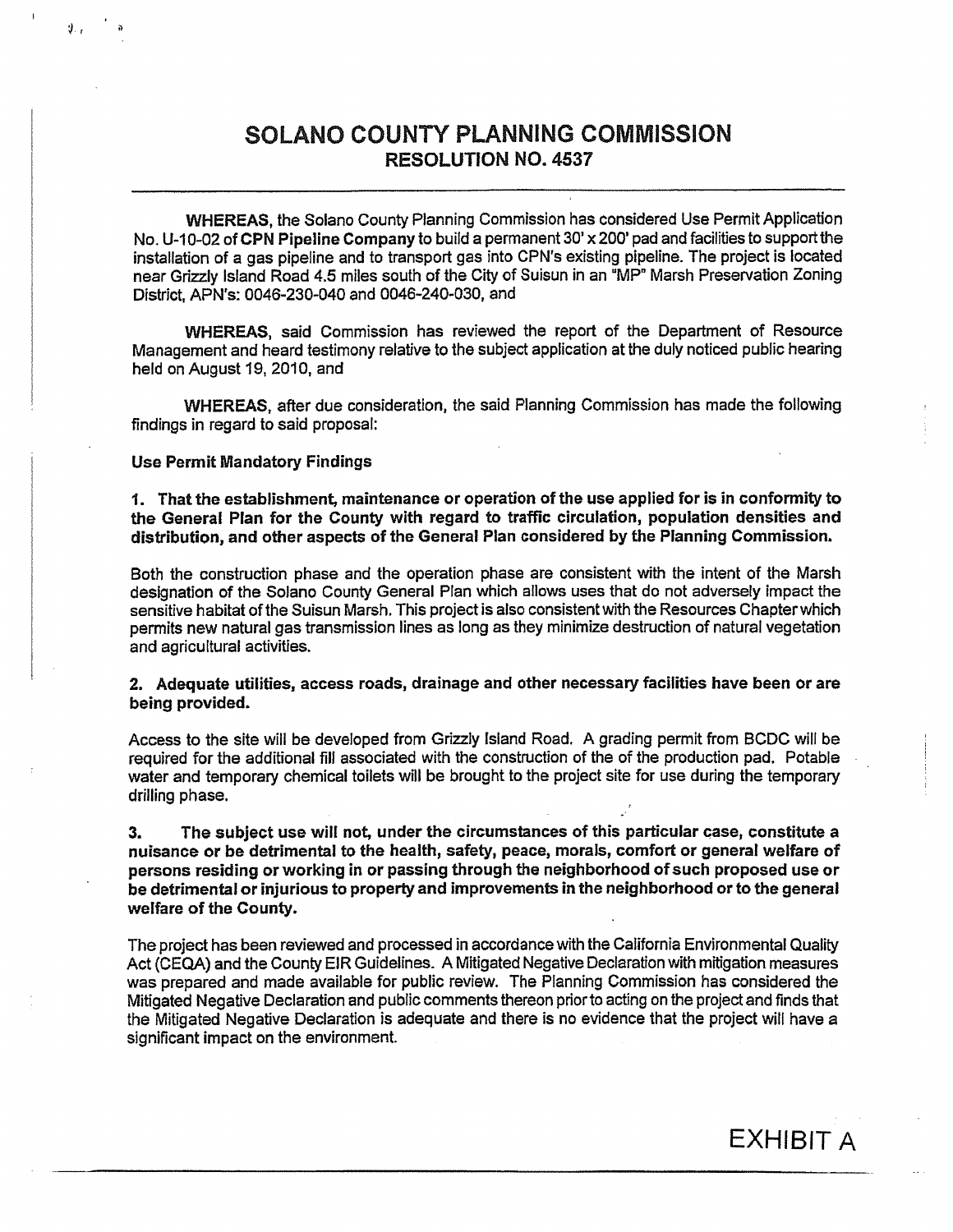# SOLANO COUNTY PLANNING COMMISSION
## RESOLUTION NO. 4537

**WHEREAS**, the Solano County Planning Commission has considered Use Permit Application No. U-10-02 of **CPN Pipeline Company** to build a permanent 30' x 200' pad and facilities to support the installation of a gas pipeline and to transport gas into CPN's existing pipeline. The project is located near Grizzly Island Road 4.5 miles south of the City of Suisun in an "MP" Marsh Preservation Zoning District, APN's: 0046-230-040 and 0046-240-030, and

**WHEREAS**, said Commission has reviewed the report of the Department of Resource Management and heard testimony relative to the subject application at the duly noticed public hearing held on August 19, 2010, and

**WHEREAS**, after due consideration, the said Planning Commission has made the following findings in regard to said proposal:

**Use Permit Mandatory Findings**

**1. That the establishment, maintenance or operation of the use applied for is in conformity to the General Plan for the County with regard to traffic circulation, population densities and distribution, and other aspects of the General Plan considered by the Planning Commission.**

Both the construction phase and the operation phase are consistent with the intent of the Marsh designation of the Solano County General Plan which allows uses that do not adversely impact the sensitive habitat of the Suisun Marsh. This project is also consistent with the Resources Chapter which permits new natural gas transmission lines as long as they minimize destruction of natural vegetation and agricultural activities.

**2. Adequate utilities, access roads, drainage and other necessary facilities have been or are being provided.**

Access to the site will be developed from Grizzly Island Road. A grading permit from BCDC will be required for the additional fill associated with the construction of the of the production pad. Potable water and temporary chemical toilets will be brought to the project site for use during the temporary drilling phase.

**3. The subject use will not, under the circumstances of this particular case, constitute a nuisance or be detrimental to the health, safety, peace, morals, comfort or general welfare of persons residing or working in or passing through the neighborhood of such proposed use or be detrimental or injurious to property and improvements in the neighborhood or to the general welfare of the County.**

The project has been reviewed and processed in accordance with the California Environmental Quality Act (CEQA) and the County EIR Guidelines. A Mitigated Negative Declaration with mitigation measures was prepared and made available for public review. The Planning Commission has considered the Mitigated Negative Declaration and public comments thereon prior to acting on the project and finds that the Mitigated Negative Declaration is adequate and there is no evidence that the project will have a significant impact on the environment.

EXHIBIT A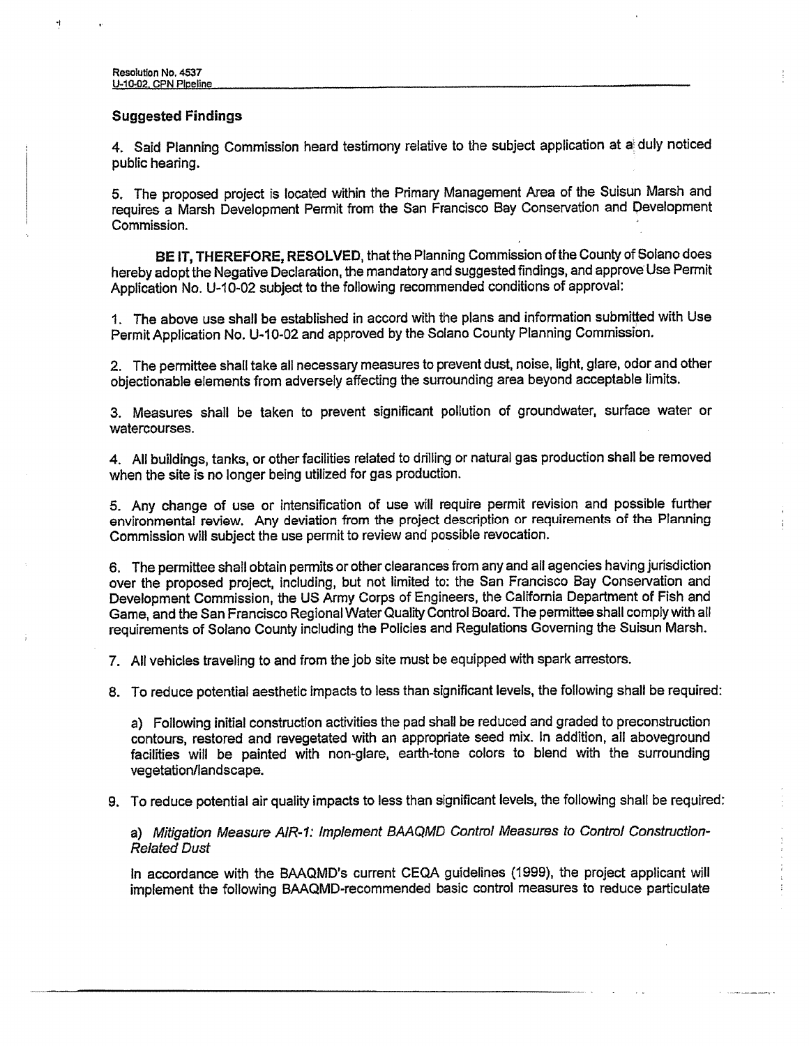## Suggested Findings

4. Said Planning Commission heard testimony relative to the subject application at a duly noticed public hearing.

5. The proposed project is located within the Primary Management Area of the Suisun Marsh and requires a Marsh Development Permit from the San Francisco Bay Conservation and Development Commission.

**BE IT, THEREFORE, RESOLVED**, that the Planning Commission of the County of Solano does hereby adopt the Negative Declaration, the mandatory and suggested findings, and approve Use Permit Application No. U-10-02 subject to the following recommended conditions of approval:

1. The above use shall be established in accord with the plans and information submitted with Use Permit Application No. U-10-02 and approved by the Solano County Planning Commission.

2. The permittee shall take all necessary measures to prevent dust, noise, light, glare, odor and other objectionable elements from adversely affecting the surrounding area beyond acceptable limits.

3. Measures shall be taken to prevent significant pollution of groundwater, surface water or watercourses.

4. All buildings, tanks, or other facilities related to drilling or natural gas production shall be removed when the site is no longer being utilized for gas production.

5. Any change of use or intensification of use will require permit revision and possible further environmental review. Any deviation from the project description or requirements of the Planning Commission will subject the use permit to review and possible revocation.

6. The permittee shall obtain permits or other clearances from any and all agencies having jurisdiction over the proposed project, including, but not limited to: the San Francisco Bay Conservation and Development Commission, the US Army Corps of Engineers, the California Department of Fish and Game, and the San Francisco Regional Water Quality Control Board. The permittee shall comply with all requirements of Solano County including the Policies and Regulations Governing the Suisun Marsh.

7. All vehicles traveling to and from the job site must be equipped with spark arrestors.

8. To reduce potential aesthetic impacts to less than significant levels, the following shall be required:

   a) Following initial construction activities the pad shall be reduced and graded to preconstruction contours, restored and revegetated with an appropriate seed mix. In addition, all aboveground facilities will be painted with non-glare, earth-tone colors to blend with the surrounding vegetation/landscape.

9. To reduce potential air quality impacts to less than significant levels, the following shall be required:

   a) *Mitigation Measure AIR-1: Implement BAAQMD Control Measures to Control Construction-Related Dust*

   In accordance with the BAAQMD's current CEQA guidelines (1999), the project applicant will implement the following BAAQMD-recommended basic control measures to reduce particulate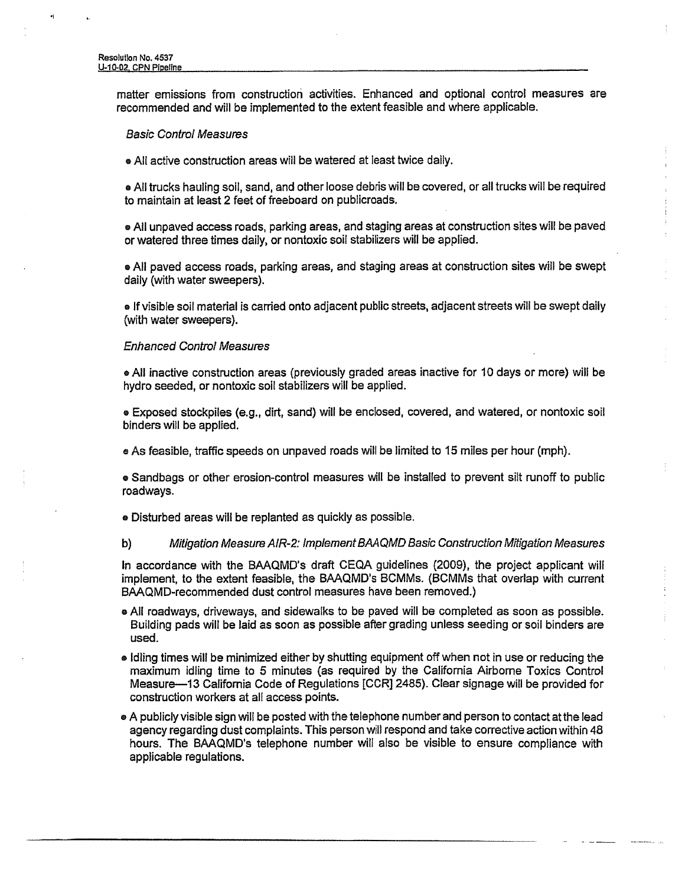matter emissions from construction activities. Enhanced and optional control measures are recommended and will be implemented to the extent feasible and where applicable.

*Basic Control Measures*

- All active construction areas will be watered at least twice daily.

- All trucks hauling soil, sand, and other loose debris will be covered, or all trucks will be required to maintain at least 2 feet of freeboard on publicroads.

- All unpaved access roads, parking areas, and staging areas at construction sites will be paved or watered three times daily, or nontoxic soil stabilizers will be applied.

- All paved access roads, parking areas, and staging areas at construction sites will be swept daily (with water sweepers).

- If visible soil material is carried onto adjacent public streets, adjacent streets will be swept daily (with water sweepers).

*Enhanced Control Measures*

- All inactive construction areas (previously graded areas inactive for 10 days or more) will be hydro seeded, or nontoxic soil stabilizers will be applied.

- Exposed stockpiles (e.g., dirt, sand) will be enclosed, covered, and watered, or nontoxic soil binders will be applied.

- As feasible, traffic speeds on unpaved roads will be limited to 15 miles per hour (mph).

- Sandbags or other erosion-control measures will be installed to prevent silt runoff to public roadways.

- Disturbed areas will be replanted as quickly as possible.

b) *Mitigation Measure AIR-2: Implement BAAQMD Basic Construction Mitigation Measures*

In accordance with the BAAQMD's draft CEQA guidelines (2009), the project applicant will implement, to the extent feasible, the BAAQMD's BCMMs. (BCMMs that overlap with current BAAQMD-recommended dust control measures have been removed.)

- All roadways, driveways, and sidewalks to be paved will be completed as soon as possible. Building pads will be laid as soon as possible after grading unless seeding or soil binders are used.
- Idling times will be minimized either by shutting equipment off when not in use or reducing the maximum idling time to 5 minutes (as required by the California Airborne Toxics Control Measure—13 California Code of Regulations [CCR] 2485). Clear signage will be provided for construction workers at all access points.
- A publicly visible sign will be posted with the telephone number and person to contact at the lead agency regarding dust complaints. This person will respond and take corrective action within 48 hours. The BAAQMD's telephone number will also be visible to ensure compliance with applicable regulations.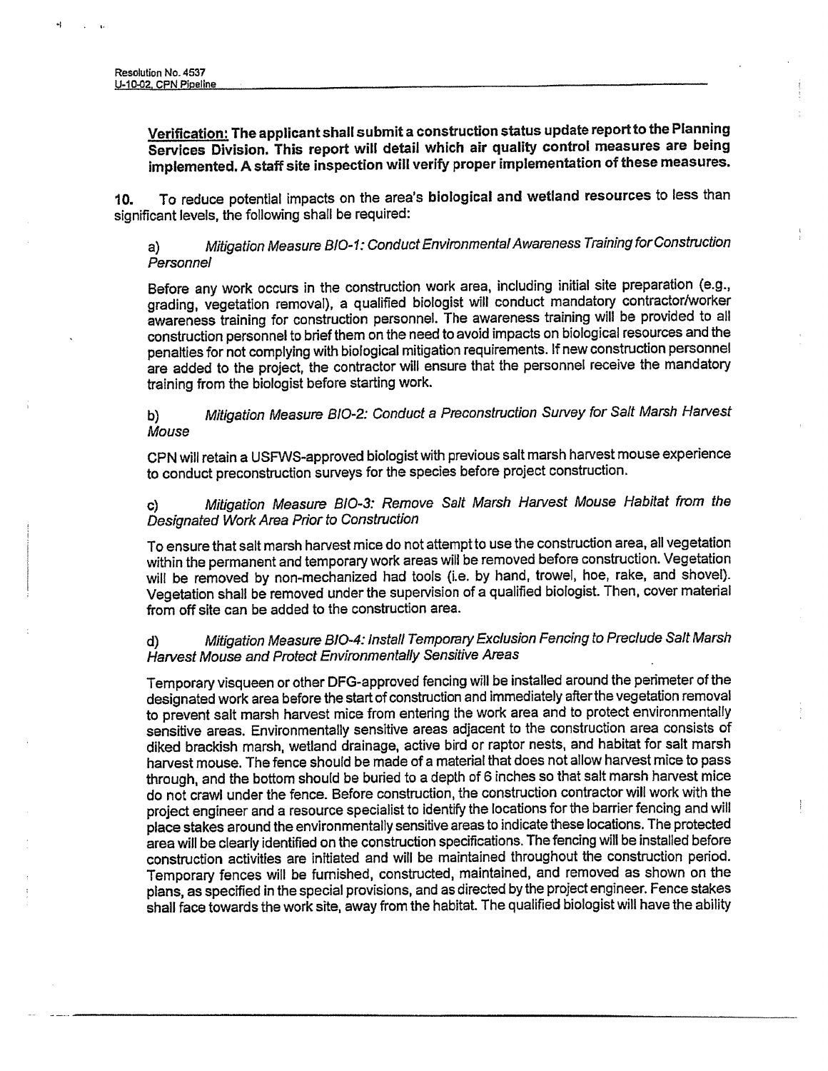**Verification: The applicant shall submit a construction status update report to the Planning Services Division. This report will detail which air quality control measures are being implemented. A staff site inspection will verify proper implementation of these measures.**

**10.** To reduce potential impacts on the area's **biological and wetland resources** to less than significant levels, the following shall be required:

a) *Mitigation Measure BIO-1: Conduct Environmental Awareness Training for Construction Personnel*

Before any work occurs in the construction work area, including initial site preparation (e.g., grading, vegetation removal), a qualified biologist will conduct mandatory contractor/worker awareness training for construction personnel. The awareness training will be provided to all construction personnel to brief them on the need to avoid impacts on biological resources and the penalties for not complying with biological mitigation requirements. If new construction personnel are added to the project, the contractor will ensure that the personnel receive the mandatory training from the biologist before starting work.

b) *Mitigation Measure BIO-2: Conduct a Preconstruction Survey for Salt Marsh Harvest Mouse*

CPN will retain a USFWS-approved biologist with previous salt marsh harvest mouse experience to conduct preconstruction surveys for the species before project construction.

c) *Mitigation Measure BIO-3: Remove Salt Marsh Harvest Mouse Habitat from the Designated Work Area Prior to Construction*

To ensure that salt marsh harvest mice do not attempt to use the construction area, all vegetation within the permanent and temporary work areas will be removed before construction. Vegetation will be removed by non-mechanized had tools (i.e. by hand, trowel, hoe, rake, and shovel). Vegetation shall be removed under the supervision of a qualified biologist. Then, cover material from off site can be added to the construction area.

d) *Mitigation Measure BIO-4: Install Temporary Exclusion Fencing to Preclude Salt Marsh Harvest Mouse and Protect Environmentally Sensitive Areas*

Temporary visqueen or other DFG-approved fencing will be installed around the perimeter of the designated work area before the start of construction and immediately after the vegetation removal to prevent salt marsh harvest mice from entering the work area and to protect environmentally sensitive areas. Environmentally sensitive areas adjacent to the construction area consists of diked brackish marsh, wetland drainage, active bird or raptor nests, and habitat for salt marsh harvest mouse. The fence should be made of a material that does not allow harvest mice to pass through, and the bottom should be buried to a depth of 6 inches so that salt marsh harvest mice do not crawl under the fence. Before construction, the construction contractor will work with the project engineer and a resource specialist to identify the locations for the barrier fencing and will place stakes around the environmentally sensitive areas to indicate these locations. The protected area will be clearly identified on the construction specifications. The fencing will be installed before construction activities are initiated and will be maintained throughout the construction period. Temporary fences will be furnished, constructed, maintained, and removed as shown on the plans, as specified in the special provisions, and as directed by the project engineer. Fence stakes shall face towards the work site, away from the habitat. The qualified biologist will have the ability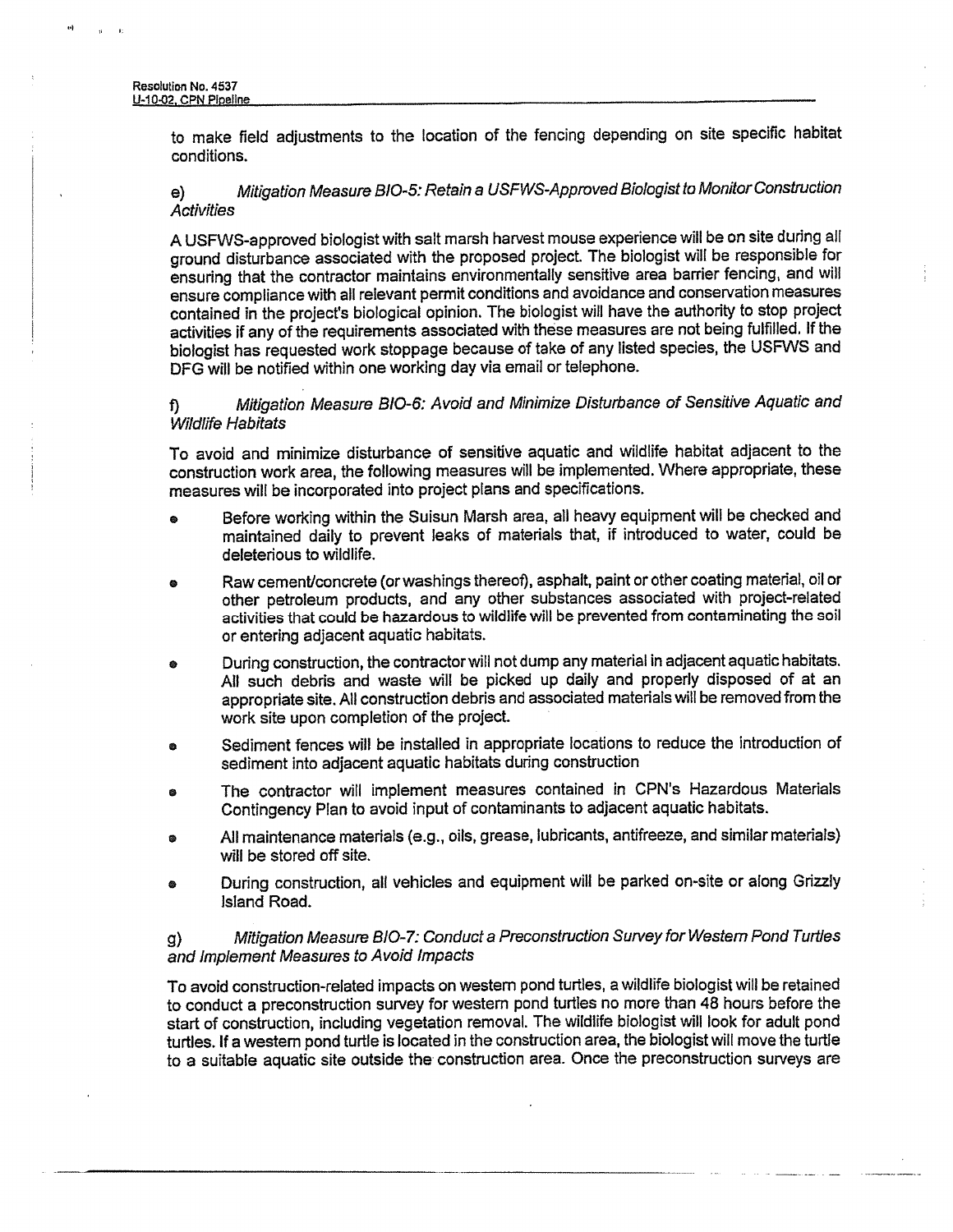to make field adjustments to the location of the fencing depending on site specific habitat conditions.

e) *Mitigation Measure BIO-5: Retain a USFWS-Approved Biologist to Monitor Construction Activities*

A USFWS-approved biologist with salt marsh harvest mouse experience will be on site during all ground disturbance associated with the proposed project. The biologist will be responsible for ensuring that the contractor maintains environmentally sensitive area barrier fencing, and will ensure compliance with all relevant permit conditions and avoidance and conservation measures contained in the project's biological opinion. The biologist will have the authority to stop project activities if any of the requirements associated with these measures are not being fulfilled. If the biologist has requested work stoppage because of take of any listed species, the USFWS and DFG will be notified within one working day via email or telephone.

f) *Mitigation Measure BIO-6: Avoid and Minimize Disturbance of Sensitive Aquatic and Wildlife Habitats*

To avoid and minimize disturbance of sensitive aquatic and wildlife habitat adjacent to the construction work area, the following measures will be implemented. Where appropriate, these measures will be incorporated into project plans and specifications.

- Before working within the Suisun Marsh area, all heavy equipment will be checked and maintained daily to prevent leaks of materials that, if introduced to water, could be deleterious to wildlife.
- Raw cement/concrete (or washings thereof), asphalt, paint or other coating material, oil or other petroleum products, and any other substances associated with project-related activities that could be hazardous to wildlife will be prevented from contaminating the soil or entering adjacent aquatic habitats.
- During construction, the contractor will not dump any material in adjacent aquatic habitats. All such debris and waste will be picked up daily and properly disposed of at an appropriate site. All construction debris and associated materials will be removed from the work site upon completion of the project.
- Sediment fences will be installed in appropriate locations to reduce the introduction of sediment into adjacent aquatic habitats during construction
- The contractor will implement measures contained in CPN's Hazardous Materials Contingency Plan to avoid input of contaminants to adjacent aquatic habitats.
- All maintenance materials (e.g., oils, grease, lubricants, antifreeze, and similar materials) will be stored off site.
- During construction, all vehicles and equipment will be parked on-site or along Grizzly Island Road.

g) *Mitigation Measure BIO-7: Conduct a Preconstruction Survey for Western Pond Turtles and Implement Measures to Avoid Impacts*

To avoid construction-related impacts on western pond turtles, a wildlife biologist will be retained to conduct a preconstruction survey for western pond turtles no more than 48 hours before the start of construction, including vegetation removal. The wildlife biologist will look for adult pond turtles. If a western pond turtle is located in the construction area, the biologist will move the turtle to a suitable aquatic site outside the construction area. Once the preconstruction surveys are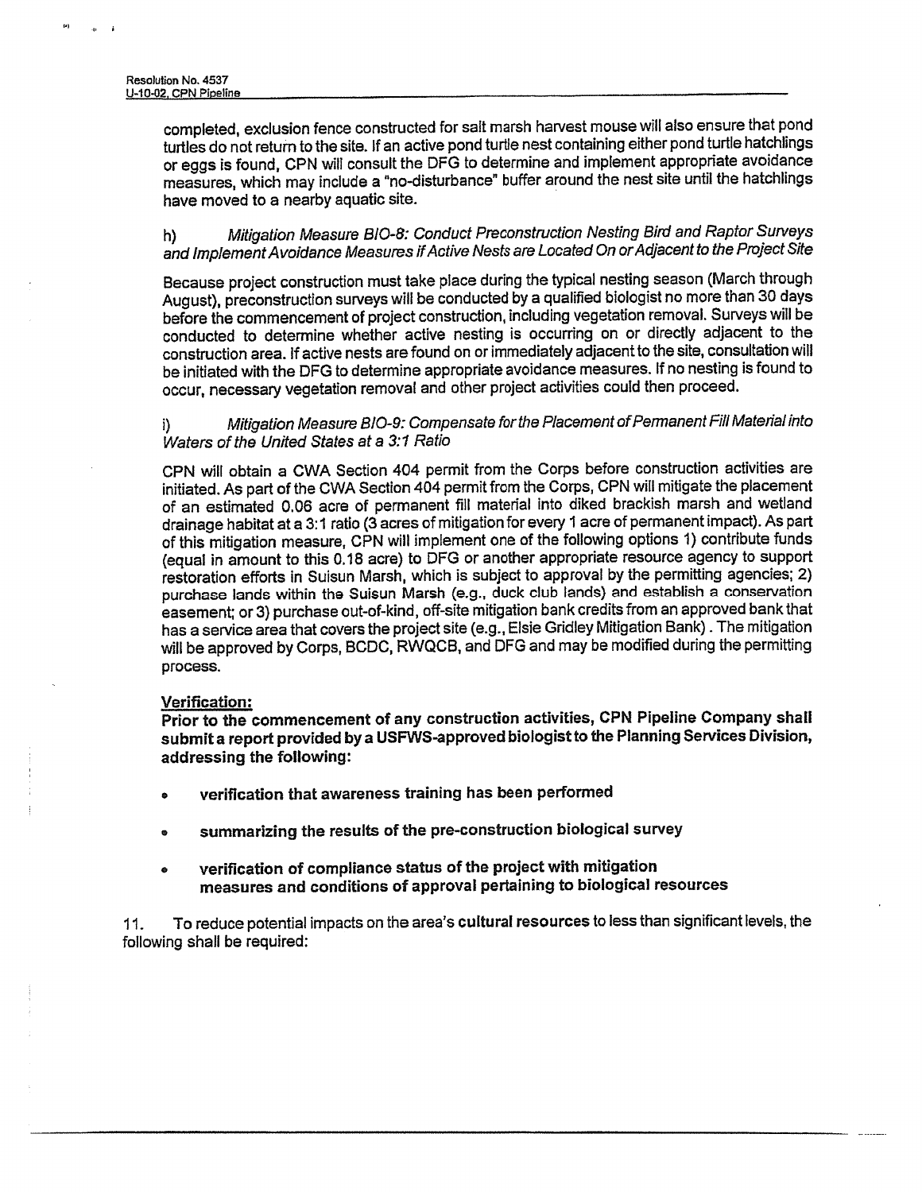completed, exclusion fence constructed for salt marsh harvest mouse will also ensure that pond turtles do not return to the site. If an active pond turtle nest containing either pond turtle hatchlings or eggs is found, CPN will consult the DFG to determine and implement appropriate avoidance measures, which may include a "no-disturbance" buffer around the nest site until the hatchlings have moved to a nearby aquatic site.

h) *Mitigation Measure BIO-8: Conduct Preconstruction Nesting Bird and Raptor Surveys and Implement Avoidance Measures if Active Nests are Located On or Adjacent to the Project Site*

Because project construction must take place during the typical nesting season (March through August), preconstruction surveys will be conducted by a qualified biologist no more than 30 days before the commencement of project construction, including vegetation removal. Surveys will be conducted to determine whether active nesting is occurring on or directly adjacent to the construction area. If active nests are found on or immediately adjacent to the site, consultation will be initiated with the DFG to determine appropriate avoidance measures. If no nesting is found to occur, necessary vegetation removal and other project activities could then proceed.

i) *Mitigation Measure BIO-9: Compensate for the Placement of Permanent Fill Material into Waters of the United States at a 3:1 Ratio*

CPN will obtain a CWA Section 404 permit from the Corps before construction activities are initiated. As part of the CWA Section 404 permit from the Corps, CPN will mitigate the placement of an estimated 0.06 acre of permanent fill material into diked brackish marsh and wetland drainage habitat at a 3:1 ratio (3 acres of mitigation for every 1 acre of permanent impact). As part of this mitigation measure, CPN will implement one of the following options 1) contribute funds (equal in amount to this 0.18 acre) to DFG or another appropriate resource agency to support restoration efforts in Suisun Marsh, which is subject to approval by the permitting agencies; 2) purchase lands within the Suisun Marsh (e.g., duck club lands) and establish a conservation easement; or 3) purchase out-of-kind, off-site mitigation bank credits from an approved bank that has a service area that covers the project site (e.g., Elsie Gridley Mitigation Bank). The mitigation will be approved by Corps, BCDC, RWQCB, and DFG and may be modified during the permitting process.

**Verification:**

**Prior to the commencement of any construction activities, CPN Pipeline Company shall submit a report provided by a USFWS-approved biologist to the Planning Services Division, addressing the following:**

- **verification that awareness training has been performed**
- **summarizing the results of the pre-construction biological survey**
- **verification of compliance status of the project with mitigation measures and conditions of approval pertaining to biological resources**

11. To reduce potential impacts on the area's **cultural resources** to less than significant levels, the following shall be required: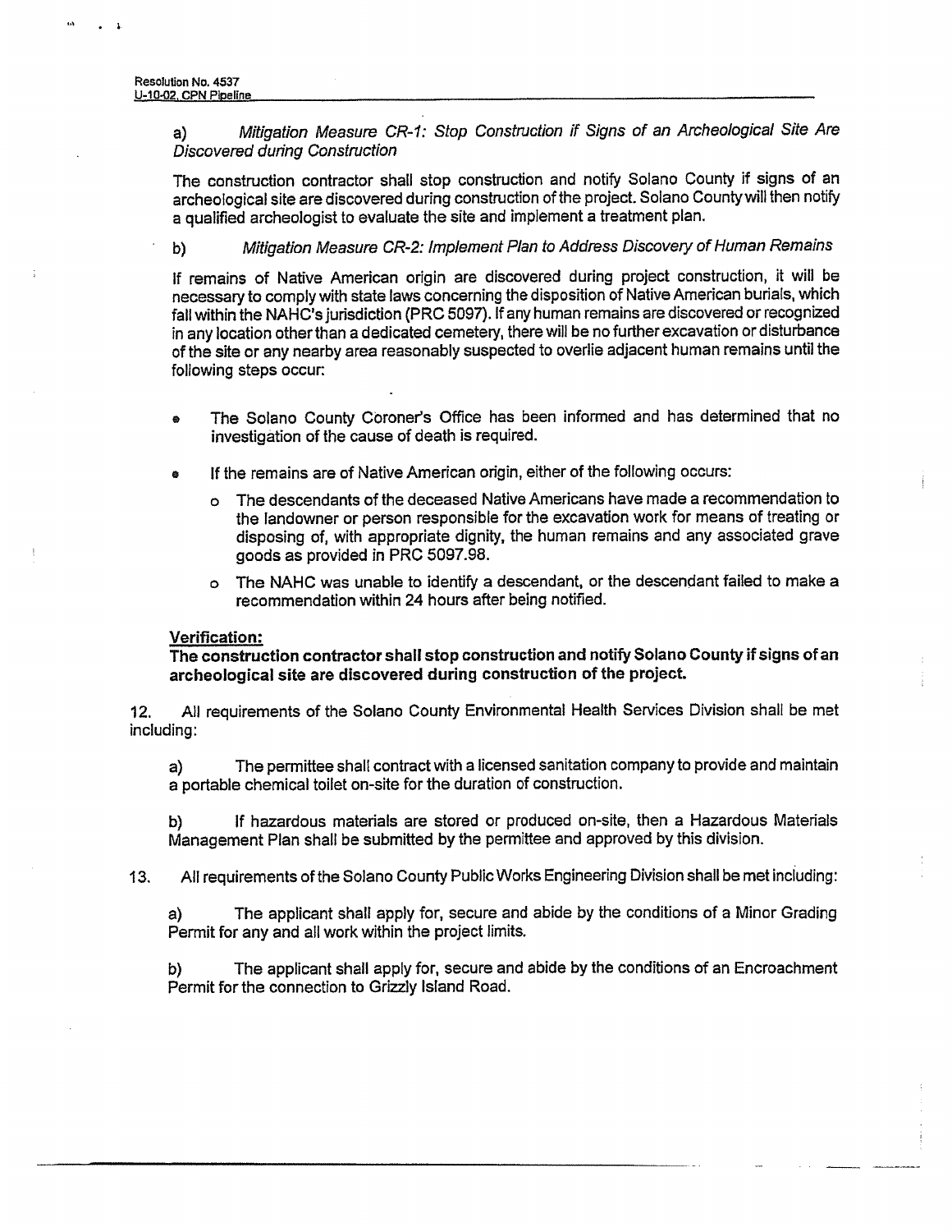a) *Mitigation Measure CR-1: Stop Construction if Signs of an Archeological Site Are Discovered during Construction*

The construction contractor shall stop construction and notify Solano County if signs of an archeological site are discovered during construction of the project. Solano County will then notify a qualified archeologist to evaluate the site and implement a treatment plan.

b) *Mitigation Measure CR-2: Implement Plan to Address Discovery of Human Remains*

If remains of Native American origin are discovered during project construction, it will be necessary to comply with state laws concerning the disposition of Native American burials, which fall within the NAHC's jurisdiction (PRC 5097). If any human remains are discovered or recognized in any location other than a dedicated cemetery, there will be no further excavation or disturbance of the site or any nearby area reasonably suspected to overlie adjacent human remains until the following steps occur:

- The Solano County Coroner's Office has been informed and has determined that no investigation of the cause of death is required.
- If the remains are of Native American origin, either of the following occurs:
  - The descendants of the deceased Native Americans have made a recommendation to the landowner or person responsible for the excavation work for means of treating or disposing of, with appropriate dignity, the human remains and any associated grave goods as provided in PRC 5097.98.
  - The NAHC was unable to identify a descendant, or the descendant failed to make a recommendation within 24 hours after being notified.

**Verification:**
**The construction contractor shall stop construction and notify Solano County if signs of an archeological site are discovered during construction of the project.**

12. All requirements of the Solano County Environmental Health Services Division shall be met including:

a) The permittee shall contract with a licensed sanitation company to provide and maintain a portable chemical toilet on-site for the duration of construction.

b) If hazardous materials are stored or produced on-site, then a Hazardous Materials Management Plan shall be submitted by the permittee and approved by this division.

13. All requirements of the Solano County Public Works Engineering Division shall be met including:

a) The applicant shall apply for, secure and abide by the conditions of a Minor Grading Permit for any and all work within the project limits.

b) The applicant shall apply for, secure and abide by the conditions of an Encroachment Permit for the connection to Grizzly Island Road.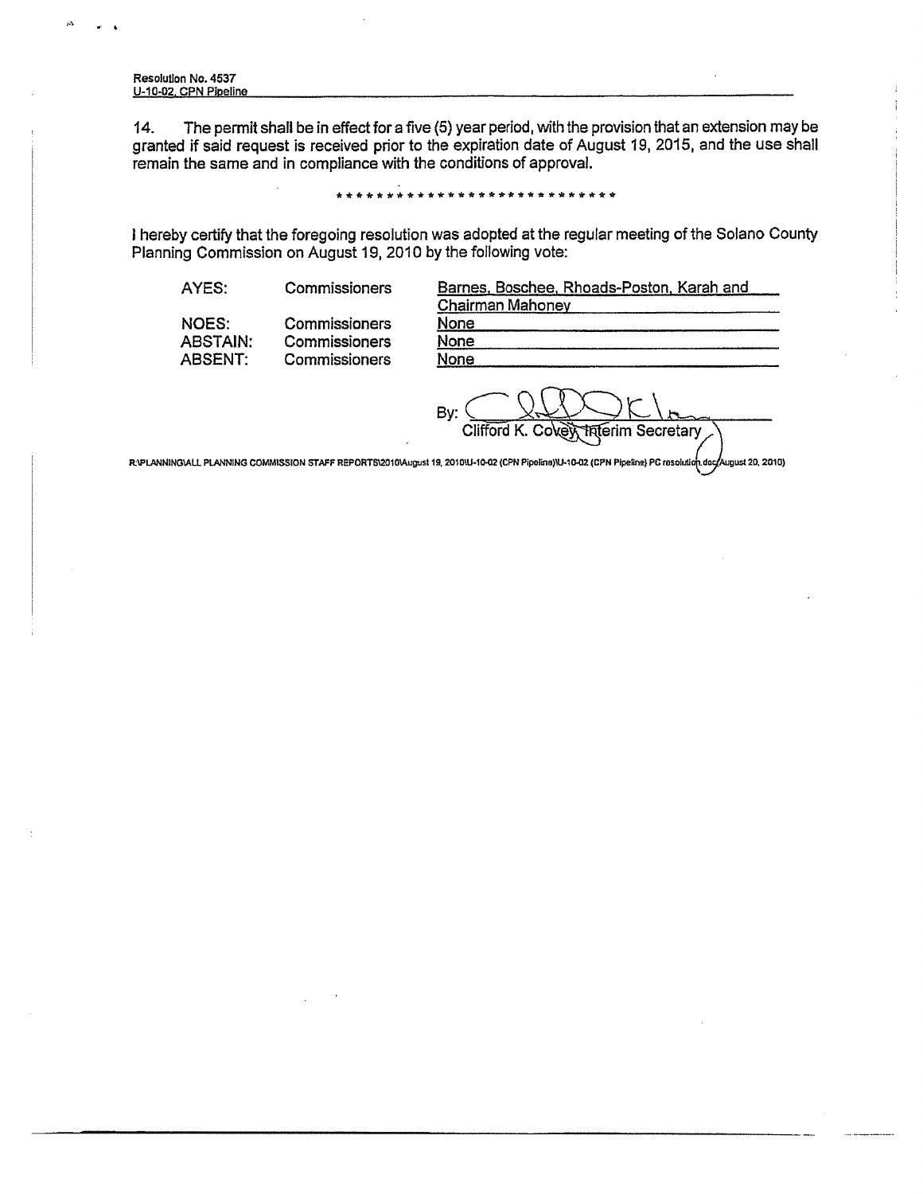14. The permit shall be in effect for a five (5) year period, with the provision that an extension may be granted if said request is received prior to the expiration date of August 19, 2015, and the use shall remain the same and in compliance with the conditions of approval.

\* \* \* \* \* \* \* \* \* \* \* \* \* \* \* \* \* \* \* \* \* \* \* \* \* \* \* \* \*

I hereby certify that the foregoing resolution was adopted at the regular meeting of the Solano County Planning Commission on August 19, 2010 by the following vote:

| | | |
|---|---|---|
| AYES: | Commissioners | Barnes, Boschee, Rhoads-Poston, Karah and Chairman Mahoney |
| NOES: | Commissioners | None |
| ABSTAIN: | Commissioners | None |
| ABSENT: | Commissioners | None |

By: 

Clifford K. Covey, Interim Secretary

R:\PLANNING\ALL PLANNING COMMISSION STAFF REPORTS\2010\August 19, 2010\U-10-02 (CPN Pipeline)\U-10-02 (CPN Pipeline) PC resolution.doc(August 20, 2010)